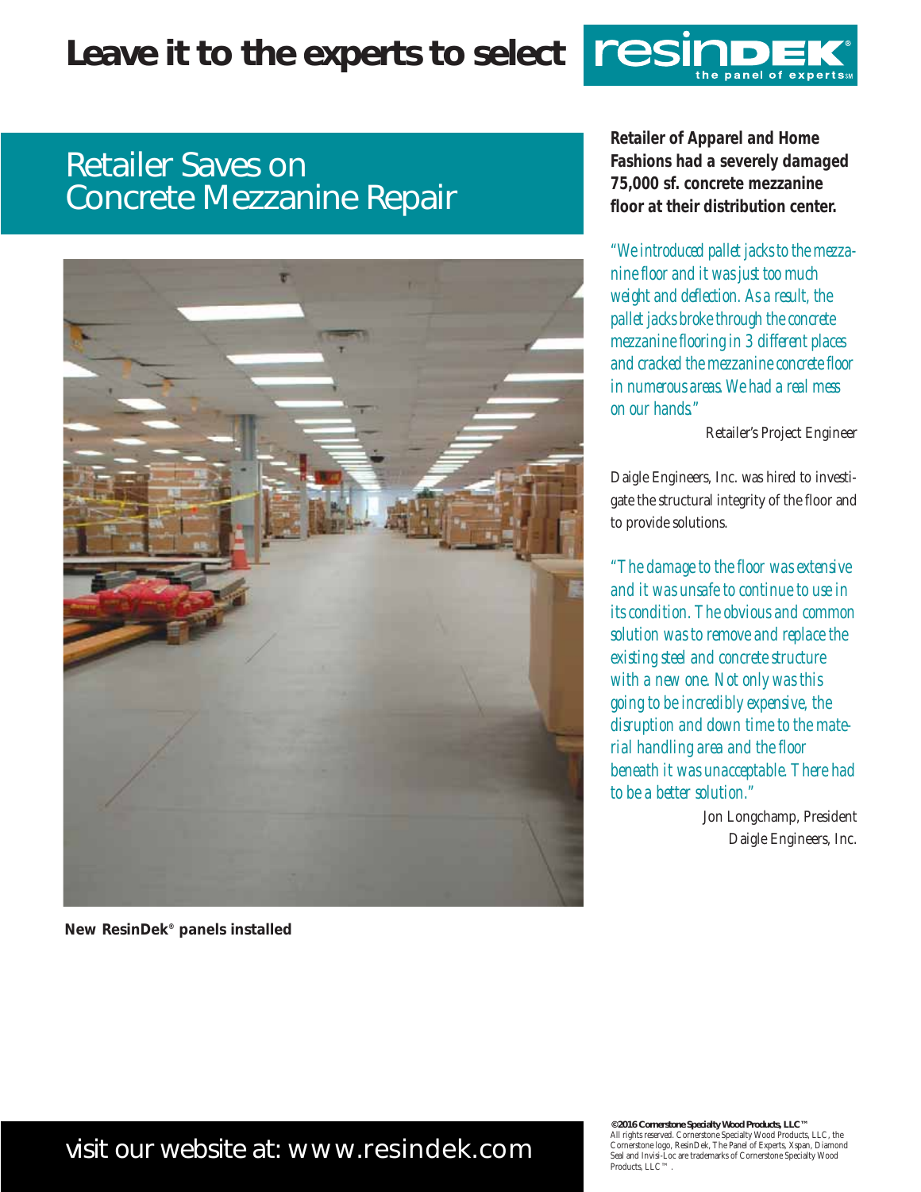# Leave it to the experts to select resinDEK®

the panel of experts℠

## Retailer Saves on Concrete Mezzanine Repair

New ResinDek® panels installed

**Retailer of Apparel and Home Fashions had a severely damaged 75,000 sf. concrete mezzanine floor at their distribution center.**

*"We introduced pallet jacks to the mezzanine floor and it was just too much weight and deflection. As a result, the pallet jacks broke through the concrete mezzanine flooring in 3 different places and cracked the mezzanine concrete floor in numerous areas. We had a real mess on our hands."*

Retailer's Project Engineer

Daigle Engineers, Inc. was hired to investigate the structural integrity of the floor and to provide solutions.

*"The damage to the floor was extensive and it was unsafe to continue to use in its condition. The obvious and common solution was to remove and replace the existing steel and concrete structure with a new one. Not only was this going to be incredibly expensive, the disruption and down time to the material handling area and the floor beneath it was unacceptable. There had to be a better solution."*

Jon Longchamp, President
Daigle Engineers, Inc.

visit our website at: www.resindek.com

**©2016 Cornerstone Specialty Wood Products, LLC™**
All rights reserved. Cornerstone Specialty Wood Products, LLC, the Cornerstone logo, ResinDek, The Panel of Experts, Xspan, Diamond Seal and Invisi-Loc are trademarks of Cornerstone Specialty Wood Products, LLC™.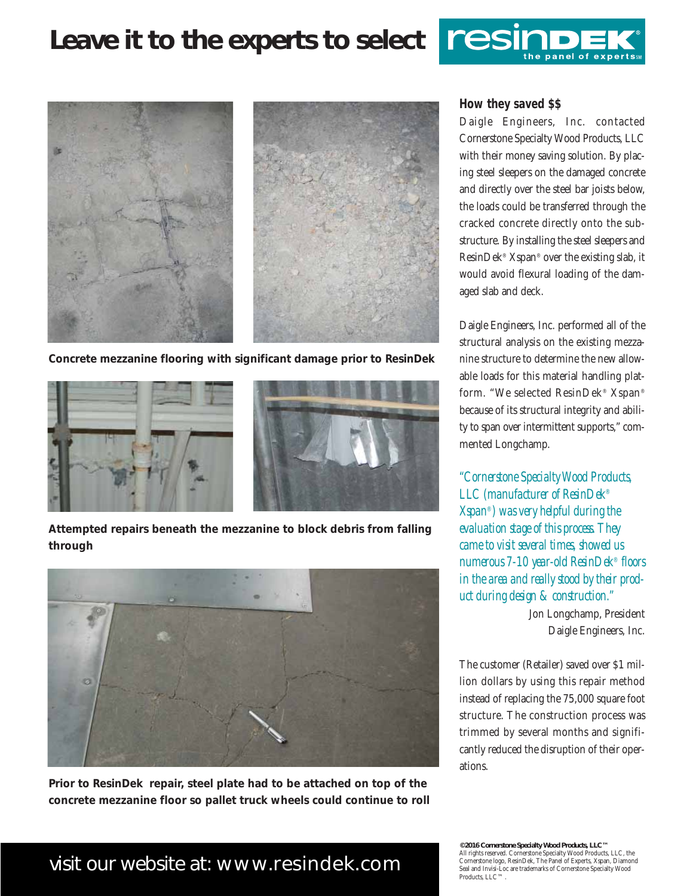# Leave it to the experts to select resinDEK®

the panel of experts℠

Concrete mezzanine flooring with significant damage prior to ResinDek

Attempted repairs beneath the mezzanine to block debris from falling through

Prior to ResinDek repair, steel plate had to be attached on top of the concrete mezzanine floor so pallet truck wheels could continue to roll

### How they saved $$

Daigle Engineers, Inc. contacted Cornerstone Specialty Wood Products, LLC with their money saving solution. By placing steel sleepers on the damaged concrete and directly over the steel bar joists below, the loads could be transferred through the cracked concrete directly onto the substructure. By installing the steel sleepers and ResinDek® Xspan® over the existing slab, it would avoid flexural loading of the damaged slab and deck.

Daigle Engineers, Inc. performed all of the structural analysis on the existing mezzanine structure to determine the new allowable loads for this material handling platform. "We selected ResinDek® Xspan® because of its structural integrity and ability to span over intermittent supports," commented Longchamp.

*"Cornerstone Specialty Wood Products, LLC (manufacturer of ResinDek® Xspan®) was very helpful during the evaluation stage of this process. They came to visit several times, showed us numerous 7-10 year-old ResinDek® floors in the area and really stood by their product during design & construction."*

Jon Longchamp, President
Daigle Engineers, Inc.

The customer (Retailer) saved over $1 million dollars by using this repair method instead of replacing the 75,000 square foot structure. The construction process was trimmed by several months and significantly reduced the disruption of their operations.

visit our website at: www.resindek.com

**©2016 Cornerstone Specialty Wood Products, LLC™**
All rights reserved. Cornerstone Specialty Wood Products, LLC, the Cornerstone logo, ResinDek, The Panel of Experts, Xspan, Diamond Seal and Invisi-Loc are trademarks of Cornerstone Specialty Wood Products, LLC™.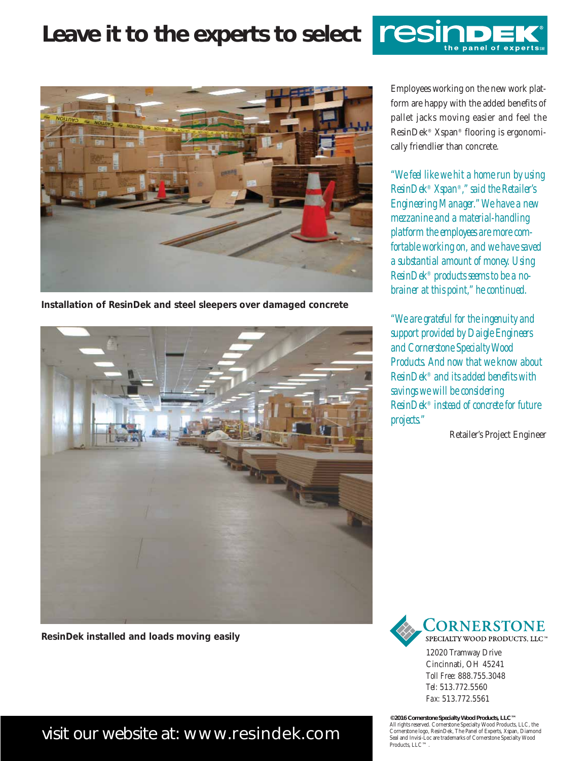# Leave it to the experts to select resinDEK®

**the panel of experts**SM

**Installation of ResinDek and steel sleepers over damaged concrete**

**ResinDek installed and loads moving easily**

Employees working on the new work platform are happy with the added benefits of pallet jacks moving easier and feel the ResinDek® Xspan® flooring is ergonomically friendlier than concrete.

*"We feel like we hit a home run by using ResinDek® Xspan®," said the Retailer's Engineering Manager." We have a new mezzanine and a material-handling platform the employees are more comfortable working on, and we have saved a substantial amount of money. Using ResinDek® products seems to be a no-brainer at this point," he continued.*

*"We are grateful for the ingenuity and support provided by Daigle Engineers and Cornerstone Specialty Wood Products. And now that we know about ResinDek® and its added benefits with savings we will be considering ResinDek® instead of concrete for future projects."*

Retailer's Project Engineer

**CORNERSTONE**
SPECIALTY WOOD PRODUCTS, LLC™

12020 Tramway Drive
Cincinnati, OH 45241
Toll Free: 888.755.3048
Tel: 513.772.5560
Fax: 513.772.5561

visit our website at: www.resindek.com

**©2016 Cornerstone Specialty Wood Products, LLC™**
All rights reserved. Cornerstone Specialty Wood Products, LLC, the Cornerstone logo, ResinDek, The Panel of Experts, Xspan, Diamond Seal and Invisi-Loc are trademarks of Cornerstone Specialty Wood Products, LLC™.